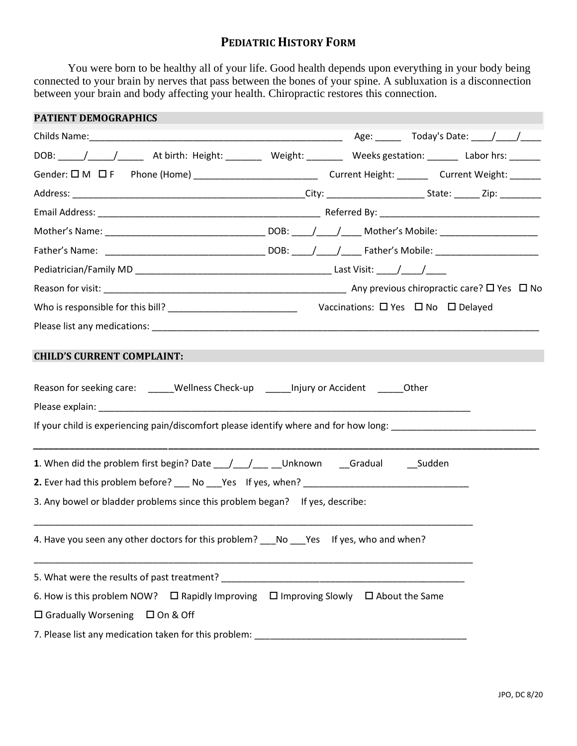# PEDIATRIC HISTORY FORM

You were born to be healthy all of your life. Good health depends upon everything in your body being connected to your brain by nerves that pass between the bones of your spine. A subluxation is a disconnection between your brain and body affecting your health. Chiropractic restores this connection.

## PATIENT DEMOGRAPHICS

Childs Name:___________________________________________________ Age: _____ Today's Date: ____/____/____

DOB: _____/_____/_____ At birth: Height: _______ Weight: _______ Weeks gestation: ______ Labor hrs: ______

Gender: ☐ M ☐ F Phone (Home) ________________________ Current Height: ______ Current Weight: ______

Address: ______________________________________________City: ___________________ State: _____ Zip: ________

Email Address: ____________________________________________ Referred By: ______________________________

Mother's Name: _______________________________ DOB: ____/____/____ Mother's Mobile: ___________________

Father's Name: _______________________________ DOB: ____/____/____ Father's Mobile: ____________________

Pediatrician/Family MD ______________________________________ Last Visit: ____/____/____

Reason for visit: _________________________________________________ Any previous chiropractic care? ☐ Yes ☐ No

Who is responsible for this bill? _________________________ Vaccinations: ☐ Yes ☐ No ☐ Delayed

Please list any medications: ______________________________________________________________________________

## CHILD'S CURRENT COMPLAINT:

Reason for seeking care: _____Wellness Check-up _____Injury or Accident _____Other

Please explain: ____________________________________________________________________________

If your child is experiencing pain/discomfort please identify where and for how long: ___________________________

______________________________________________________________________________________________

**1**. When did the problem first begin? Date ___/___/___ __Unknown __Gradual __Sudden

**2.** Ever had this problem before? ___ No ___Yes If yes, when? ________________________________

3. Any bowel or bladder problems since this problem began? If yes, describe:

_________________________________________________________________________________________

4. Have you seen any other doctors for this problem? ___No ___Yes If yes, who and when?

_________________________________________________________________________________________

5. What were the results of past treatment? _______________________________________________

6. How is this problem NOW? ☐ Rapidly Improving ☐ Improving Slowly ☐ About the Same

☐ Gradually Worsening ☐ On & Off

7. Please list any medication taken for this problem: _________________________________________

JPO, DC 8/20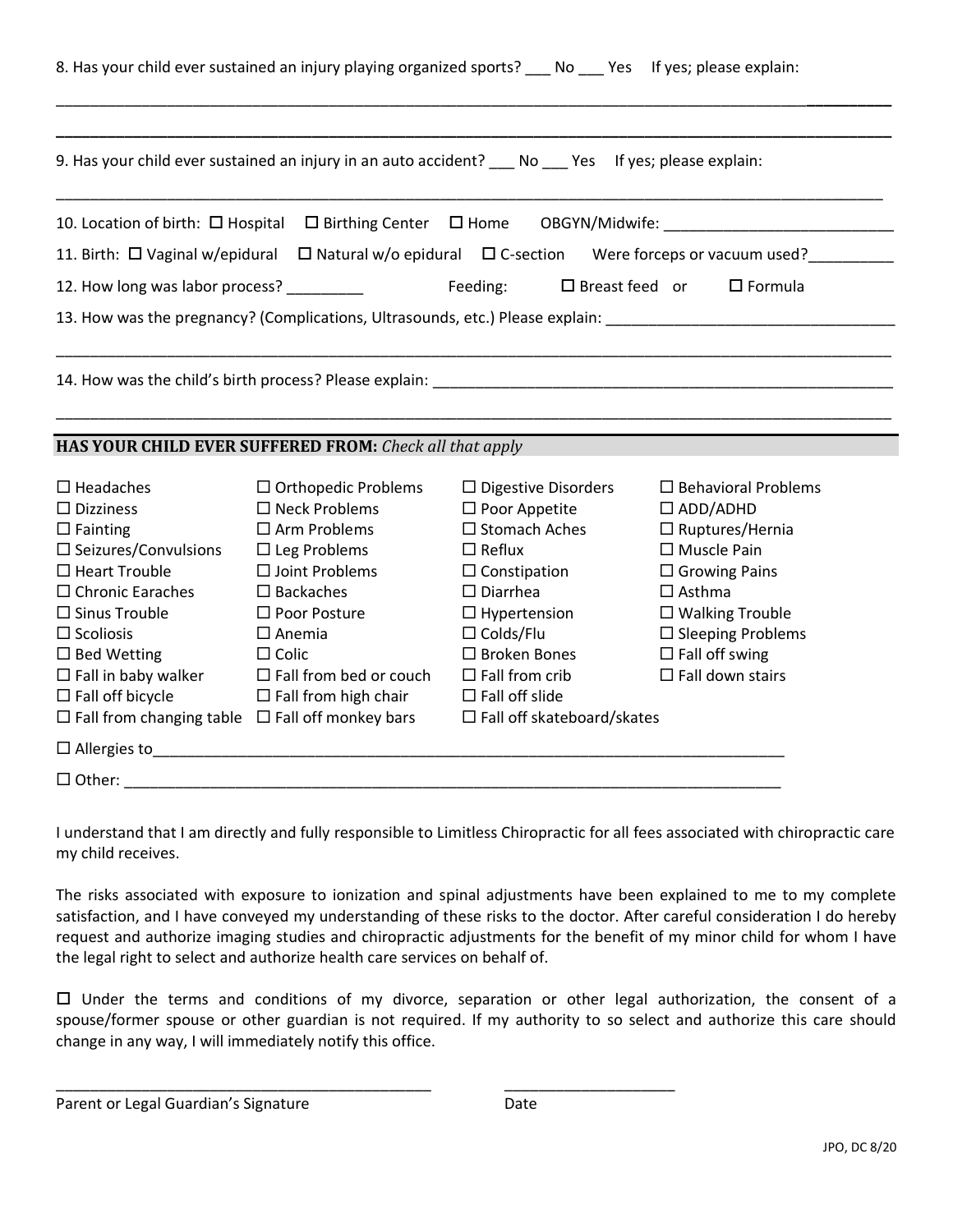8. Has your child ever sustained an injury playing organized sports? ___ No ___ Yes If yes; please explain:

_______________________________________________________________________________________________

_______________________________________________________________________________________________

9. Has your child ever sustained an injury in an auto accident? ___ No ___ Yes If yes; please explain:

_______________________________________________________________________________________________

10. Location of birth: ☐ Hospital ☐ Birthing Center ☐ Home OBGYN/Midwife: ___________________________

11. Birth: ☐ Vaginal w/epidural ☐ Natural w/o epidural ☐ C-section Were forceps or vacuum used?__________

12. How long was labor process? _________ Feeding: ☐ Breast feed or ☐ Formula

13. How was the pregnancy? (Complications, Ultrasounds, etc.) Please explain: _________________________________

_______________________________________________________________________________________________

14. How was the child's birth process? Please explain: ________________________________________________________

_______________________________________________________________________________________________

## HAS YOUR CHILD EVER SUFFERED FROM: *Check all that apply*

| | | | |
|---|---|---|---|
| ☐ Headaches | ☐ Orthopedic Problems | ☐ Digestive Disorders | ☐ Behavioral Problems |
| ☐ Dizziness | ☐ Neck Problems | ☐ Poor Appetite | ☐ ADD/ADHD |
| ☐ Fainting | ☐ Arm Problems | ☐ Stomach Aches | ☐ Ruptures/Hernia |
| ☐ Seizures/Convulsions | ☐ Leg Problems | ☐ Reflux | ☐ Muscle Pain |
| ☐ Heart Trouble | ☐ Joint Problems | ☐ Constipation | ☐ Growing Pains |
| ☐ Chronic Earaches | ☐ Backaches | ☐ Diarrhea | ☐ Asthma |
| ☐ Sinus Trouble | ☐ Poor Posture | ☐ Hypertension | ☐ Walking Trouble |
| ☐ Scoliosis | ☐ Anemia | ☐ Colds/Flu | ☐ Sleeping Problems |
| ☐ Bed Wetting | ☐ Colic | ☐ Broken Bones | ☐ Fall off swing |
| ☐ Fall in baby walker | ☐ Fall from bed or couch | ☐ Fall from crib | ☐ Fall down stairs |
| ☐ Fall off bicycle | ☐ Fall from high chair | ☐ Fall off slide | |
| ☐ Fall from changing table | ☐ Fall off monkey bars | ☐ Fall off skateboard/skates | |

☐ Allergies to_______________________________________________________________________________

☐ Other: ___________________________________________________________________________________

I understand that I am directly and fully responsible to Limitless Chiropractic for all fees associated with chiropractic care my child receives.

The risks associated with exposure to ionization and spinal adjustments have been explained to me to my complete satisfaction, and I have conveyed my understanding of these risks to the doctor. After careful consideration I do hereby request and authorize imaging studies and chiropractic adjustments for the benefit of my minor child for whom I have the legal right to select and authorize health care services on behalf of.

☐ Under the terms and conditions of my divorce, separation or other legal authorization, the consent of a spouse/former spouse or other guardian is not required. If my authority to so select and authorize this care should change in any way, I will immediately notify this office.

_____________________________________________ ____________________

Parent or Legal Guardian's Signature Date

JPO, DC 8/20